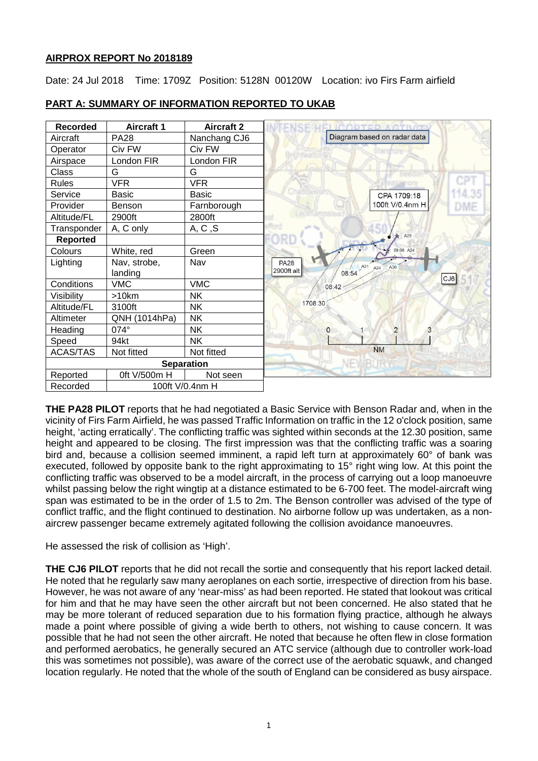**AIRPROX REPORT No 2018189**

Date: 24 Jul 2018 Time: 1709Z Position: 5128N 00120W Location: ivo Firs Farm airfield

## PART A: SUMMARY OF INFORMATION REPORTED TO UKAB

| Recorded | Aircraft 1 | Aircraft 2 |
|---|---|---|
| Aircraft | PA28 | Nanchang CJ6 |
| Operator | Civ FW | Civ FW |
| Airspace | London FIR | London FIR |
| Class | G | G |
| Rules | VFR | VFR |
| Service | Basic | Basic |
| Provider | Benson | Farnborough |
| Altitude/FL | 2900ft | 2800ft |
| Transponder | A, C only | A, C ,S |
| **Reported** | | |
| Colours | White, red | Green |
| Lighting | Nav, strobe, landing | Nav |
| Conditions | VMC | VMC |
| Visibility | >10km | NK |
| Altitude/FL | 3100ft | NK |
| Altimeter | QNH (1014hPa) | NK |
| Heading | 074° | NK |
| Speed | 94kt | NK |
| ACAS/TAS | Not fitted | Not fitted |
| **Separation** | | |
| Reported | 0ft V/500m H | Not seen |
| Recorded | 100ft V/0.4nm H | |

Diagram based on radar data

CPA 1709:18
100ft V/0.4nm H

**THE PA28 PILOT** reports that he had negotiated a Basic Service with Benson Radar and, when in the vicinity of Firs Farm Airfield, he was passed Traffic Information on traffic in the 12 o'clock position, same height, 'acting erratically'. The conflicting traffic was sighted within seconds at the 12.30 position, same height and appeared to be closing. The first impression was that the conflicting traffic was a soaring bird and, because a collision seemed imminent, a rapid left turn at approximately 60° of bank was executed, followed by opposite bank to the right approximating to 15° right wing low. At this point the conflicting traffic was observed to be a model aircraft, in the process of carrying out a loop manoeuvre whilst passing below the right wingtip at a distance estimated to be 6-700 feet. The model-aircraft wing span was estimated to be in the order of 1.5 to 2m. The Benson controller was advised of the type of conflict traffic, and the flight continued to destination. No airborne follow up was undertaken, as a non-aircrew passenger became extremely agitated following the collision avoidance manoeuvres.

He assessed the risk of collision as 'High'.

**THE CJ6 PILOT** reports that he did not recall the sortie and consequently that his report lacked detail. He noted that he regularly saw many aeroplanes on each sortie, irrespective of direction from his base. However, he was not aware of any 'near-miss' as had been reported. He stated that lookout was critical for him and that he may have seen the other aircraft but not been concerned. He also stated that he may be more tolerant of reduced separation due to his formation flying practice, although he always made a point where possible of giving a wide berth to others, not wishing to cause concern. It was possible that he had not seen the other aircraft. He noted that because he often flew in close formation and performed aerobatics, he generally secured an ATC service (although due to controller work-load this was sometimes not possible), was aware of the correct use of the aerobatic squawk, and changed location regularly. He noted that the whole of the south of England can be considered as busy airspace.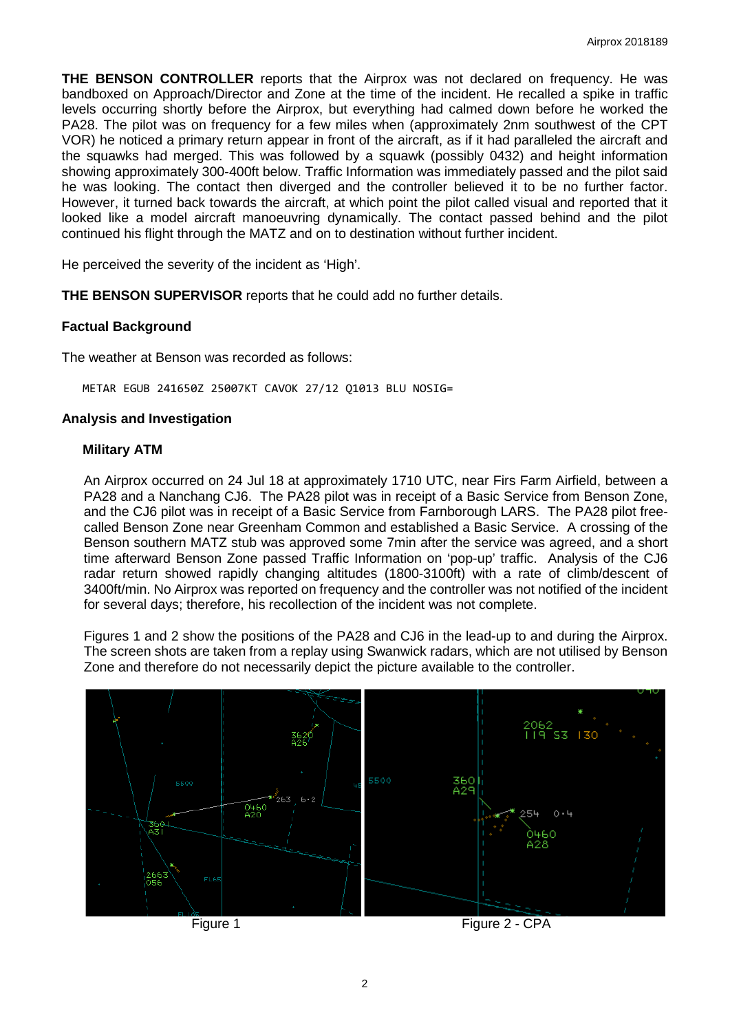**THE BENSON CONTROLLER** reports that the Airprox was not declared on frequency. He was bandboxed on Approach/Director and Zone at the time of the incident. He recalled a spike in traffic levels occurring shortly before the Airprox, but everything had calmed down before he worked the PA28. The pilot was on frequency for a few miles when (approximately 2nm southwest of the CPT VOR) he noticed a primary return appear in front of the aircraft, as if it had paralleled the aircraft and the squawks had merged. This was followed by a squawk (possibly 0432) and height information showing approximately 300-400ft below. Traffic Information was immediately passed and the pilot said he was looking. The contact then diverged and the controller believed it to be no further factor. However, it turned back towards the aircraft, at which point the pilot called visual and reported that it looked like a model aircraft manoeuvring dynamically. The contact passed behind and the pilot continued his flight through the MATZ and on to destination without further incident.

He perceived the severity of the incident as 'High'.

**THE BENSON SUPERVISOR** reports that he could add no further details.

## Factual Background

The weather at Benson was recorded as follows:

```
METAR EGUB 241650Z 25007KT CAVOK 27/12 Q1013 BLU NOSIG=
```

## Analysis and Investigation

### Military ATM

An Airprox occurred on 24 Jul 18 at approximately 1710 UTC, near Firs Farm Airfield, between a PA28 and a Nanchang CJ6. The PA28 pilot was in receipt of a Basic Service from Benson Zone, and the CJ6 pilot was in receipt of a Basic Service from Farnborough LARS. The PA28 pilot free-called Benson Zone near Greenham Common and established a Basic Service. A crossing of the Benson southern MATZ stub was approved some 7min after the service was agreed, and a short time afterward Benson Zone passed Traffic Information on 'pop-up' traffic. Analysis of the CJ6 radar return showed rapidly changing altitudes (1800-3100ft) with a rate of climb/descent of 3400ft/min. No Airprox was reported on frequency and the controller was not notified of the incident for several days; therefore, his recollection of the incident was not complete.

Figures 1 and 2 show the positions of the PA28 and CJ6 in the lead-up to and during the Airprox. The screen shots are taken from a replay using Swanwick radars, which are not utilised by Benson Zone and therefore do not necessarily depict the picture available to the controller.

Figure 1

Figure 2 - CPA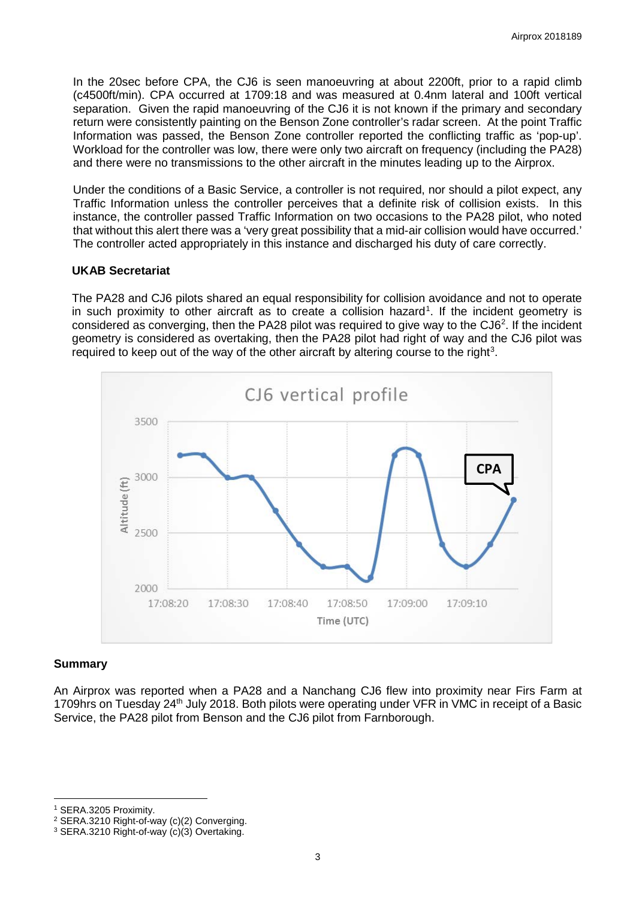In the 20sec before CPA, the CJ6 is seen manoeuvring at about 2200ft, prior to a rapid climb (c4500ft/min). CPA occurred at 1709:18 and was measured at 0.4nm lateral and 100ft vertical separation. Given the rapid manoeuvring of the CJ6 it is not known if the primary and secondary return were consistently painting on the Benson Zone controller's radar screen. At the point Traffic Information was passed, the Benson Zone controller reported the conflicting traffic as 'pop-up'. Workload for the controller was low, there were only two aircraft on frequency (including the PA28) and there were no transmissions to the other aircraft in the minutes leading up to the Airprox.

Under the conditions of a Basic Service, a controller is not required, nor should a pilot expect, any Traffic Information unless the controller perceives that a definite risk of collision exists. In this instance, the controller passed Traffic Information on two occasions to the PA28 pilot, who noted that without this alert there was a 'very great possibility that a mid-air collision would have occurred.' The controller acted appropriately in this instance and discharged his duty of care correctly.

**UKAB Secretariat**

The PA28 and CJ6 pilots shared an equal responsibility for collision avoidance and not to operate in such proximity to other aircraft as to create a collision hazard[1]. If the incident geometry is considered as converging, then the PA28 pilot was required to give way to the CJ6[2]. If the incident geometry is considered as overtaking, then the PA28 pilot had right of way and the CJ6 pilot was required to keep out of the way of the other aircraft by altering course to the right[3].

**Summary**

An Airprox was reported when a PA28 and a Nanchang CJ6 flew into proximity near Firs Farm at 1709hrs on Tuesday 24th July 2018. Both pilots were operating under VFR in VMC in receipt of a Basic Service, the PA28 pilot from Benson and the CJ6 pilot from Farnborough.

[1] SERA.3205 Proximity.
[2] SERA.3210 Right-of-way (c)(2) Converging.
[3] SERA.3210 Right-of-way (c)(3) Overtaking.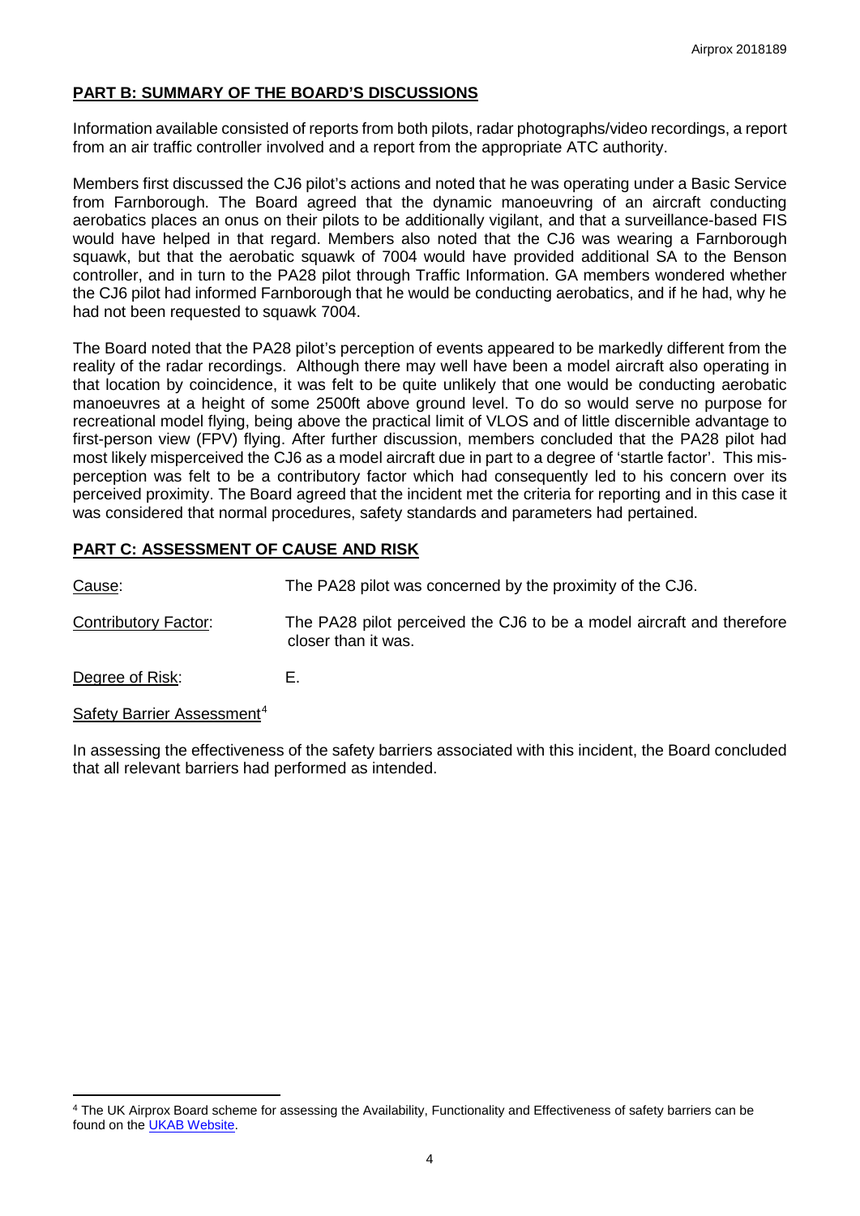## PART B: SUMMARY OF THE BOARD'S DISCUSSIONS

Information available consisted of reports from both pilots, radar photographs/video recordings, a report from an air traffic controller involved and a report from the appropriate ATC authority.

Members first discussed the CJ6 pilot's actions and noted that he was operating under a Basic Service from Farnborough. The Board agreed that the dynamic manoeuvring of an aircraft conducting aerobatics places an onus on their pilots to be additionally vigilant, and that a surveillance-based FIS would have helped in that regard. Members also noted that the CJ6 was wearing a Farnborough squawk, but that the aerobatic squawk of 7004 would have provided additional SA to the Benson controller, and in turn to the PA28 pilot through Traffic Information. GA members wondered whether the CJ6 pilot had informed Farnborough that he would be conducting aerobatics, and if he had, why he had not been requested to squawk 7004.

The Board noted that the PA28 pilot's perception of events appeared to be markedly different from the reality of the radar recordings. Although there may well have been a model aircraft also operating in that location by coincidence, it was felt to be quite unlikely that one would be conducting aerobatic manoeuvres at a height of some 2500ft above ground level. To do so would serve no purpose for recreational model flying, being above the practical limit of VLOS and of little discernible advantage to first-person view (FPV) flying. After further discussion, members concluded that the PA28 pilot had most likely misperceived the CJ6 as a model aircraft due in part to a degree of 'startle factor'. This mis-perception was felt to be a contributory factor which had consequently led to his concern over its perceived proximity. The Board agreed that the incident met the criteria for reporting and in this case it was considered that normal procedures, safety standards and parameters had pertained.

## PART C: ASSESSMENT OF CAUSE AND RISK

| | |
|---|---|
| Cause: | The PA28 pilot was concerned by the proximity of the CJ6. |
| Contributory Factor: | The PA28 pilot perceived the CJ6 to be a model aircraft and therefore closer than it was. |
| Degree of Risk: | E. |

Safety Barrier Assessment[4]

In assessing the effectiveness of the safety barriers associated with this incident, the Board concluded that all relevant barriers had performed as intended.

[4] The UK Airprox Board scheme for assessing the Availability, Functionality and Effectiveness of safety barriers can be found on the UKAB Website.